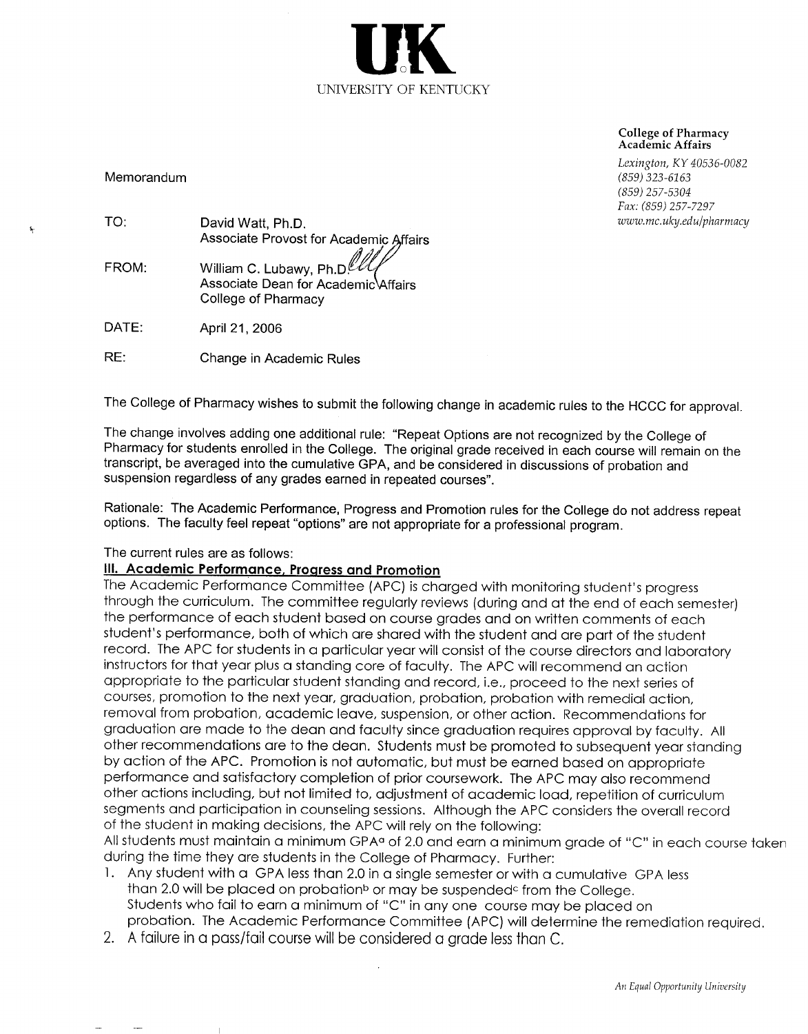UNIVERSITY OF KENTUCKY

**College of Pharmacy**
**Academic Affairs**

*Lexington, KY 40536-0082*
*(859) 323-6163*
*(859) 257-5304*
*Fax: (859) 257-7297*
*www.mc.uky.edu/pharmacy*

Memorandum

TO: David Watt, Ph.D.
Associate Provost for Academic Affairs

FROM: William C. Lubawy, Ph.D.
Associate Dean for Academic Affairs
College of Pharmacy

DATE: April 21, 2006

RE: Change in Academic Rules

The College of Pharmacy wishes to submit the following change in academic rules to the HCCC for approval.

The change involves adding one additional rule: "Repeat Options are not recognized by the College of Pharmacy for students enrolled in the College. The original grade received in each course will remain on the transcript, be averaged into the cumulative GPA, and be considered in discussions of probation and suspension regardless of any grades earned in repeated courses".

Rationale: The Academic Performance, Progress and Promotion rules for the College do not address repeat options. The faculty feel repeat "options" are not appropriate for a professional program.

The current rules are as follows:

**III. Academic Performance, Progress and Promotion**

The Academic Performance Committee (APC) is charged with monitoring student's progress through the curriculum. The committee regularly reviews (during and at the end of each semester) the performance of each student based on course grades and on written comments of each student's performance, both of which are shared with the student and are part of the student record. The APC for students in a particular year will consist of the course directors and laboratory instructors for that year plus a standing core of faculty. The APC will recommend an action appropriate to the particular student standing and record, i.e., proceed to the next series of courses, promotion to the next year, graduation, probation, probation with remedial action, removal from probation, academic leave, suspension, or other action. Recommendations for graduation are made to the dean and faculty since graduation requires approval by faculty. All other recommendations are to the dean. Students must be promoted to subsequent year standing by action of the APC. Promotion is not automatic, but must be earned based on appropriate performance and satisfactory completion of prior coursework. The APC may also recommend other actions including, but not limited to, adjustment of academic load, repetition of curriculum segments and participation in counseling sessions. Although the APC considers the overall record of the student in making decisions, the APC will rely on the following:

All students must maintain a minimum GPA[a] of 2.0 and earn a minimum grade of "C" in each course taken during the time they are students in the College of Pharmacy. Further:

1. Any student with a GPA less than 2.0 in a single semester or with a cumulative GPA less than 2.0 will be placed on probation[b] or may be suspended[c] from the College. Students who fail to earn a minimum of "C" in any one course may be placed on probation. The Academic Performance Committee (APC) will determine the remediation required.
2. A failure in a pass/fail course will be considered a grade less than C.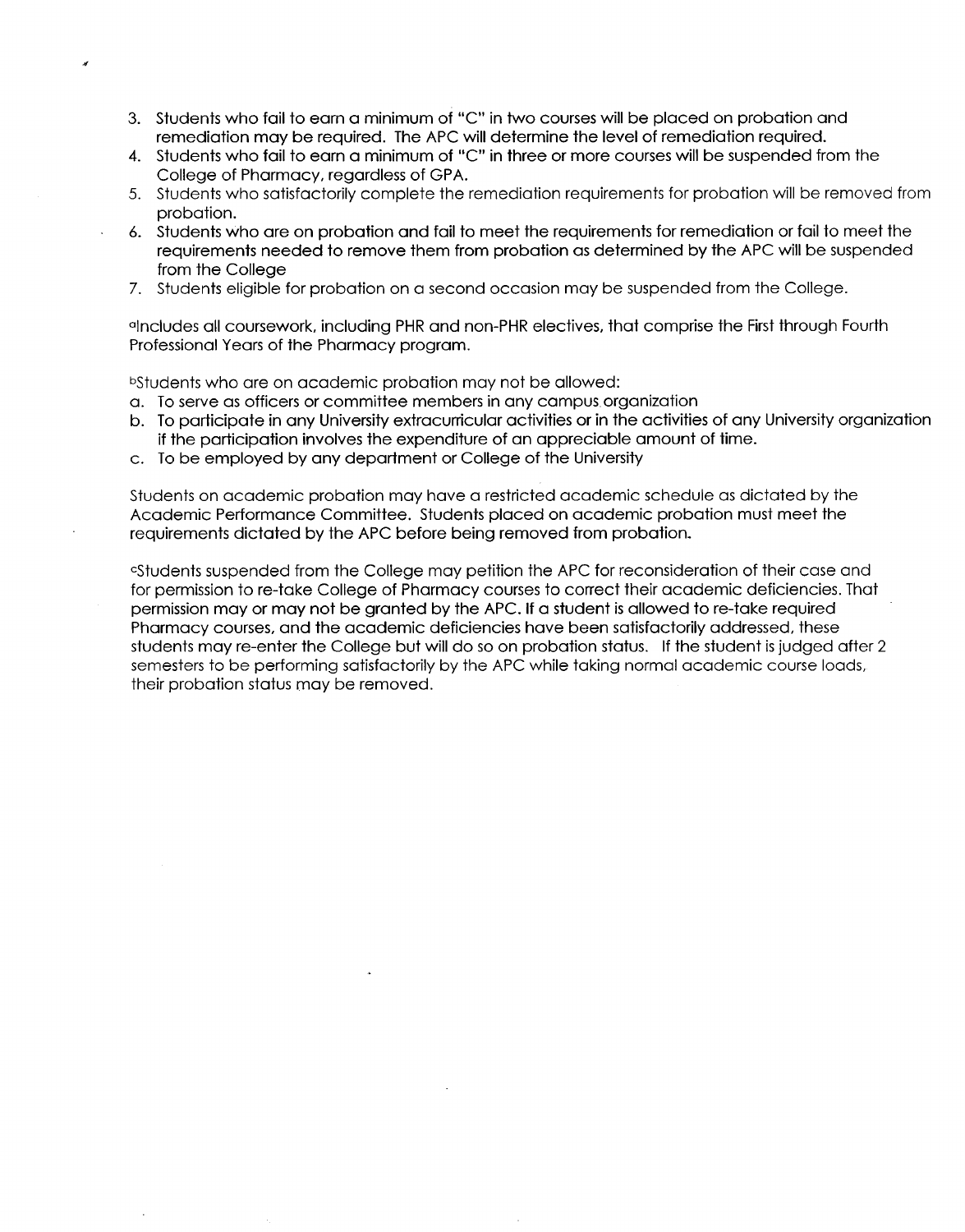3. Students who fail to earn a minimum of "C" in two courses will be placed on probation and remediation may be required. The APC will determine the level of remediation required.
4. Students who fail to earn a minimum of "C" in three or more courses will be suspended from the College of Pharmacy, regardless of GPA.
5. Students who satisfactorily complete the remediation requirements for probation will be removed from probation.
6. Students who are on probation and fail to meet the requirements for remediation or fail to meet the requirements needed to remove them from probation as determined by the APC will be suspended from the College
7. Students eligible for probation on a second occasion may be suspended from the College.

[a]Includes all coursework, including PHR and non-PHR electives, that comprise the First through Fourth Professional Years of the Pharmacy program.

[b]Students who are on academic probation may not be allowed:

a. To serve as officers or committee members in any campus organization
b. To participate in any University extracurricular activities or in the activities of any University organization if the participation involves the expenditure of an appreciable amount of time.
c. To be employed by any department or College of the University

Students on academic probation may have a restricted academic schedule as dictated by the Academic Performance Committee. Students placed on academic probation must meet the requirements dictated by the APC before being removed from probation.

[c]Students suspended from the College may petition the APC for reconsideration of their case and for permission to re-take College of Pharmacy courses to correct their academic deficiencies. That permission may or may not be granted by the APC. If a student is allowed to re-take required Pharmacy courses, and the academic deficiencies have been satisfactorily addressed, these students may re-enter the College but will do so on probation status. If the student is judged after 2 semesters to be performing satisfactorily by the APC while taking normal academic course loads, their probation status may be removed.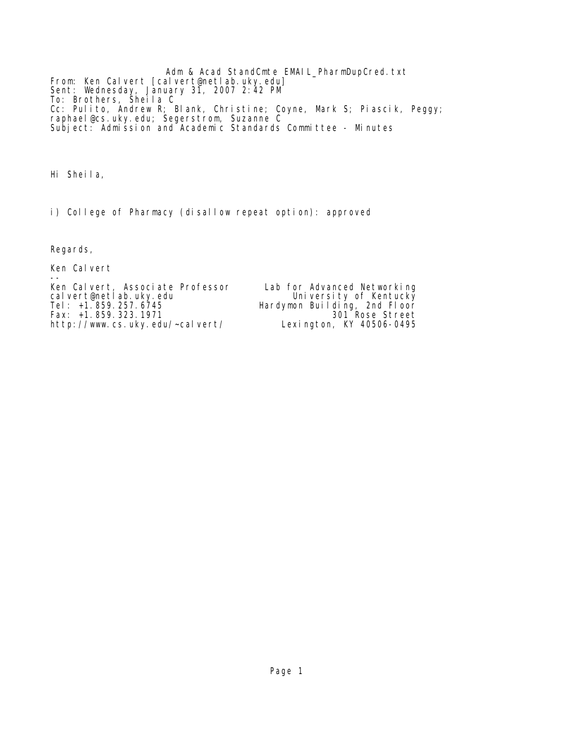Adm & Acad StandCmte EMAIL_PharmDupCred.txt

From: Ken Calvert [calvert@netlab.uky.edu]
Sent: Wednesday, January 31, 2007 2:42 PM
To: Brothers, Sheila C
Cc: Pulito, Andrew R; Blank, Christine; Coyne, Mark S; Piascik, Peggy; raphael@cs.uky.edu; Segerstrom, Suzanne C
Subject: Admission and Academic Standards Committee - Minutes

Hi Sheila,

i) College of Pharmacy (disallow repeat option): approved

Regards,

Ken Calvert

--

```
Ken Calvert, Associate Professor       Lab for Advanced Networking
calvert@netlab.uky.edu                       University of Kentucky
Tel: +1.859.257.6745                   Hardymon Building, 2nd Floor
Fax: +1.859.323.1971                                301 Rose Street
http://www.cs.uky.edu/~calvert/            Lexington, KY 40506-0495
```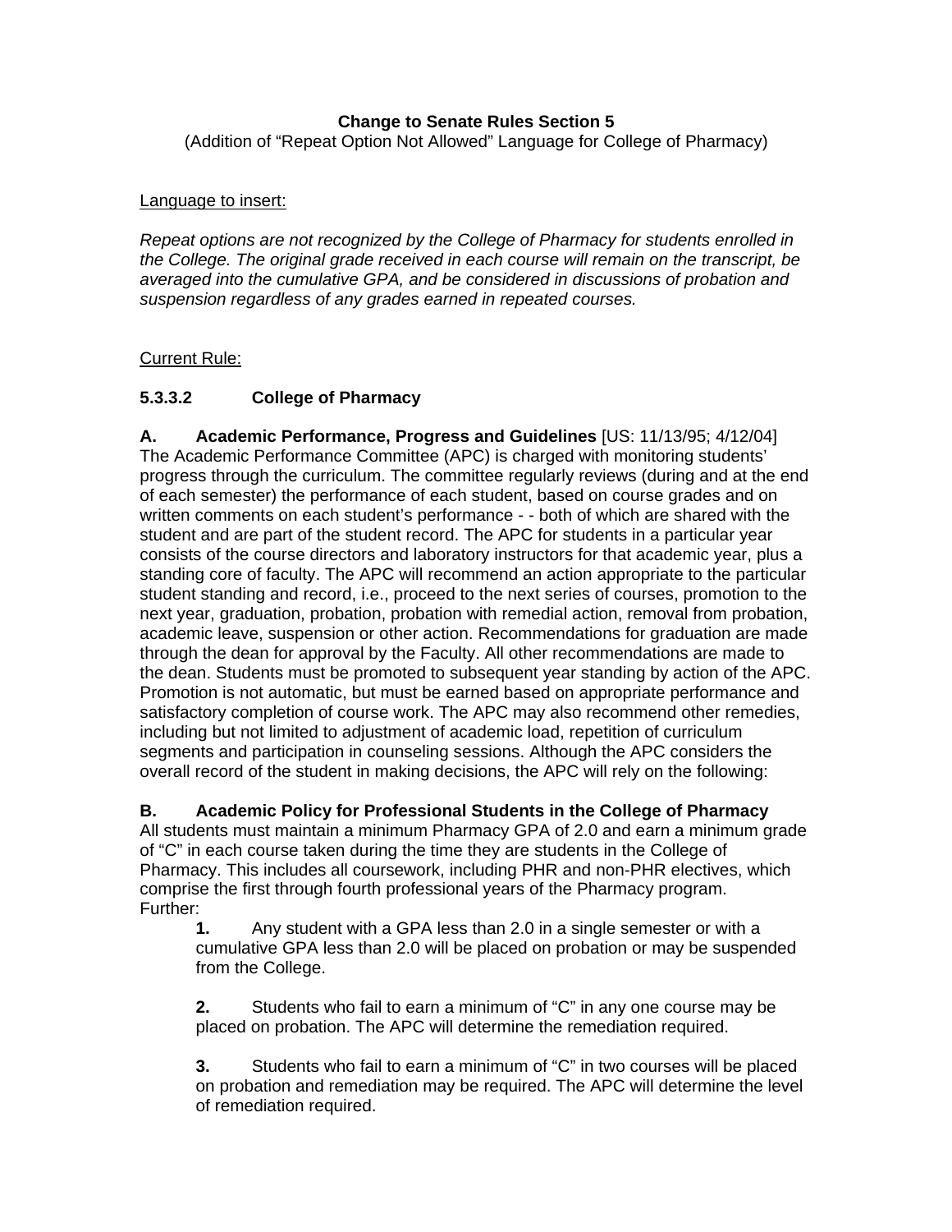**Change to Senate Rules Section 5**

(Addition of "Repeat Option Not Allowed" Language for College of Pharmacy)

Language to insert:

*Repeat options are not recognized by the College of Pharmacy for students enrolled in the College. The original grade received in each course will remain on the transcript, be averaged into the cumulative GPA, and be considered in discussions of probation and suspension regardless of any grades earned in repeated courses.*

Current Rule:

### 5.3.3.2 College of Pharmacy

**A. Academic Performance, Progress and Guidelines** [US: 11/13/95; 4/12/04]
The Academic Performance Committee (APC) is charged with monitoring students' progress through the curriculum. The committee regularly reviews (during and at the end of each semester) the performance of each student, based on course grades and on written comments on each student's performance - - both of which are shared with the student and are part of the student record. The APC for students in a particular year consists of the course directors and laboratory instructors for that academic year, plus a standing core of faculty. The APC will recommend an action appropriate to the particular student standing and record, i.e., proceed to the next series of courses, promotion to the next year, graduation, probation, probation with remedial action, removal from probation, academic leave, suspension or other action. Recommendations for graduation are made through the dean for approval by the Faculty. All other recommendations are made to the dean. Students must be promoted to subsequent year standing by action of the APC. Promotion is not automatic, but must be earned based on appropriate performance and satisfactory completion of course work. The APC may also recommend other remedies, including but not limited to adjustment of academic load, repetition of curriculum segments and participation in counseling sessions. Although the APC considers the overall record of the student in making decisions, the APC will rely on the following:

**B. Academic Policy for Professional Students in the College of Pharmacy**
All students must maintain a minimum Pharmacy GPA of 2.0 and earn a minimum grade of "C" in each course taken during the time they are students in the College of Pharmacy. This includes all coursework, including PHR and non-PHR electives, which comprise the first through fourth professional years of the Pharmacy program.
Further:

**1.** Any student with a GPA less than 2.0 in a single semester or with a cumulative GPA less than 2.0 will be placed on probation or may be suspended from the College.

**2.** Students who fail to earn a minimum of "C" in any one course may be placed on probation. The APC will determine the remediation required.

**3.** Students who fail to earn a minimum of "C" in two courses will be placed on probation and remediation may be required. The APC will determine the level of remediation required.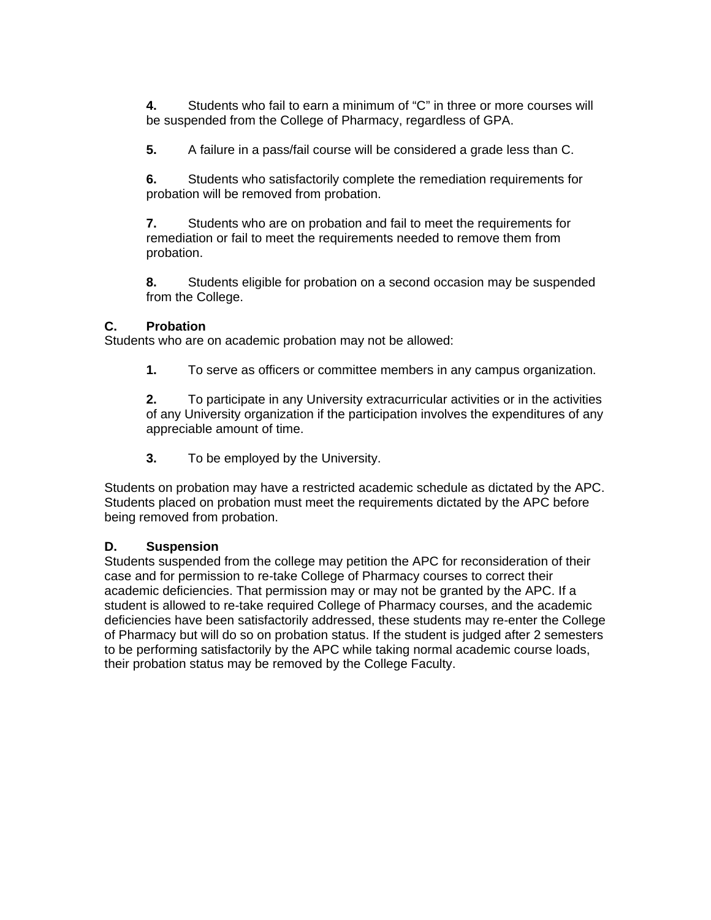**4.** Students who fail to earn a minimum of "C" in three or more courses will be suspended from the College of Pharmacy, regardless of GPA.

**5.** A failure in a pass/fail course will be considered a grade less than C.

**6.** Students who satisfactorily complete the remediation requirements for probation will be removed from probation.

**7.** Students who are on probation and fail to meet the requirements for remediation or fail to meet the requirements needed to remove them from probation.

**8.** Students eligible for probation on a second occasion may be suspended from the College.

**C. Probation**

Students who are on academic probation may not be allowed:

**1.** To serve as officers or committee members in any campus organization.

**2.** To participate in any University extracurricular activities or in the activities of any University organization if the participation involves the expenditures of any appreciable amount of time.

**3.** To be employed by the University.

Students on probation may have a restricted academic schedule as dictated by the APC. Students placed on probation must meet the requirements dictated by the APC before being removed from probation.

**D. Suspension**

Students suspended from the college may petition the APC for reconsideration of their case and for permission to re-take College of Pharmacy courses to correct their academic deficiencies. That permission may or may not be granted by the APC. If a student is allowed to re-take required College of Pharmacy courses, and the academic deficiencies have been satisfactorily addressed, these students may re-enter the College of Pharmacy but will do so on probation status. If the student is judged after 2 semesters to be performing satisfactorily by the APC while taking normal academic course loads, their probation status may be removed by the College Faculty.